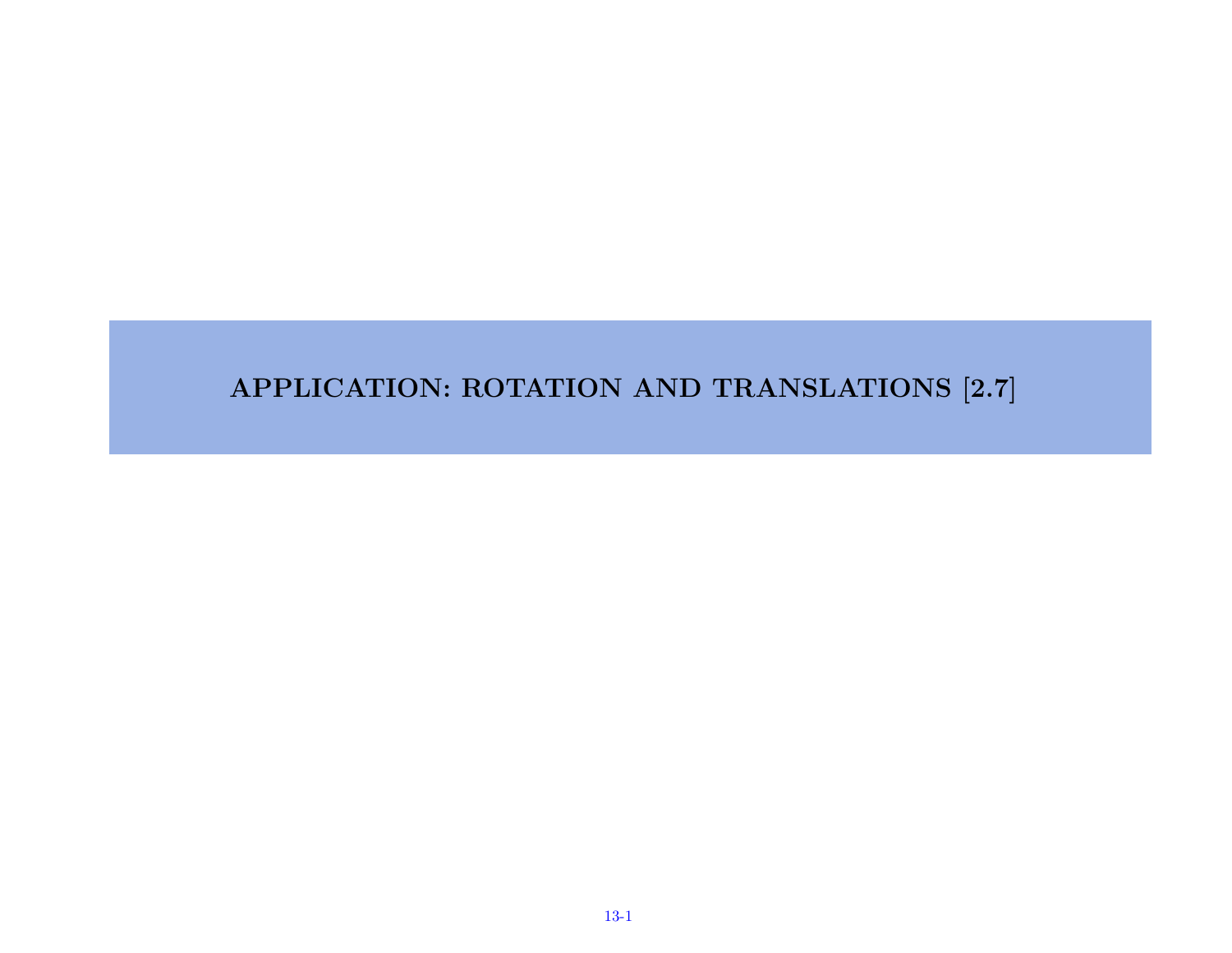# APPLICATION: ROTATION AND TRANSLATIONS [2.7]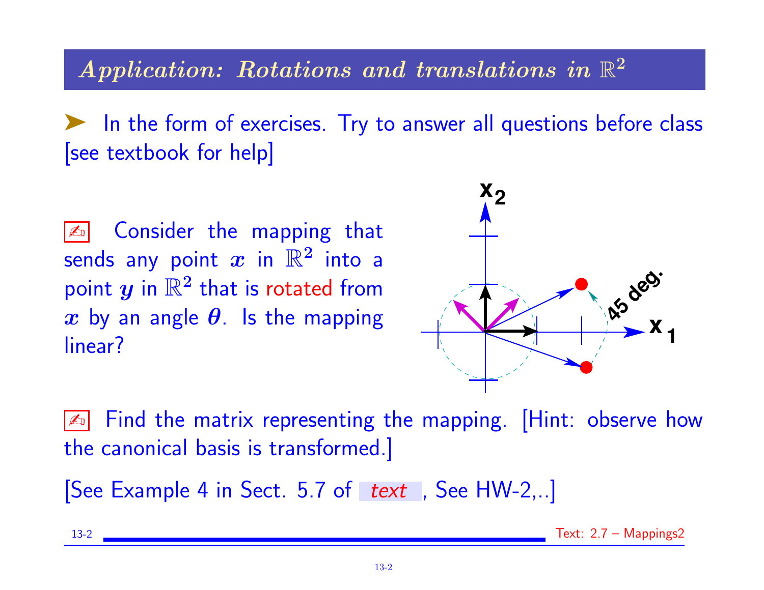## *Application: Rotations and translations in $\mathbb{R}^2$*

➤ In the form of exercises. Try to answer all questions before class [see textbook for help]

✍ Consider the mapping that sends any point $x$ in $\mathbb{R}^2$ into a point $y$ in $\mathbb{R}^2$ that is rotated from $x$ by an angle $\theta$. Is the mapping linear?

✍ Find the matrix representing the mapping. [Hint: observe how the canonical basis is transformed.]

[See Example 4 in Sect. 5.7 of *text*, See HW-2,..]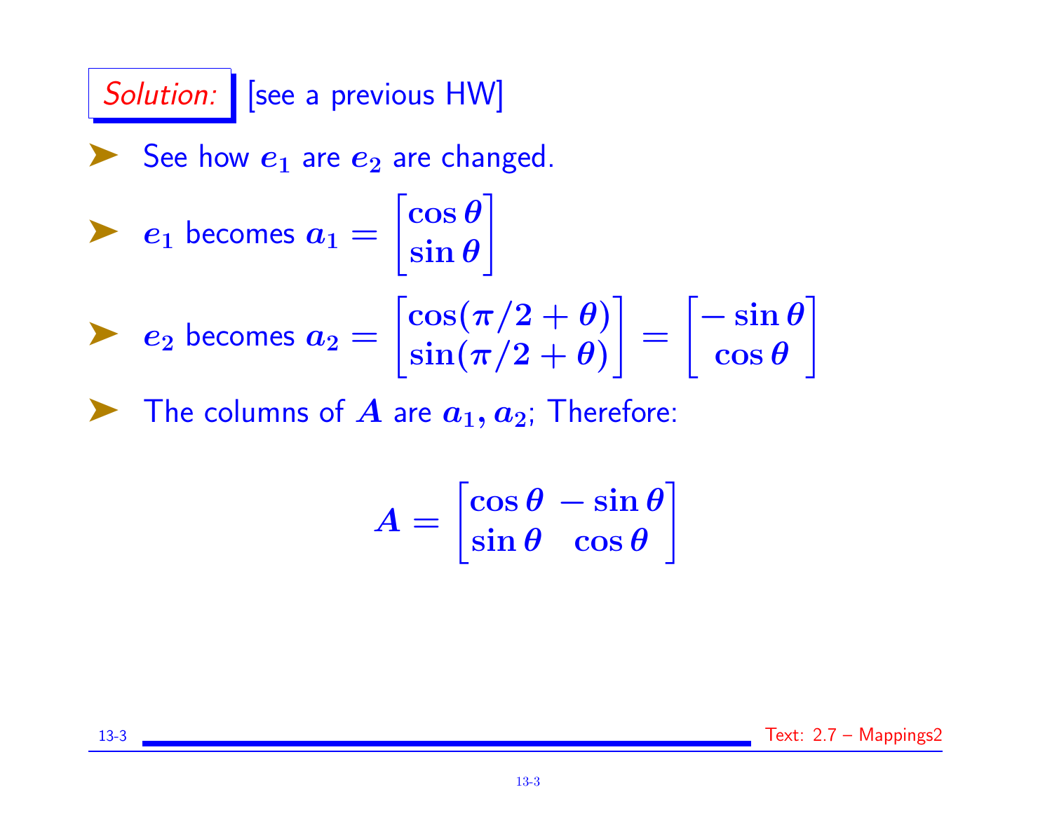*Solution:* [see a previous HW]

- See how $e_1$ are $e_2$ are changed.
- $e_1$ becomes $a_1 = \begin{bmatrix} \cos\theta \\ \sin\theta \end{bmatrix}$
- $e_2$ becomes $a_2 = \begin{bmatrix} \cos(\pi/2+\theta) \\ \sin(\pi/2+\theta) \end{bmatrix} = \begin{bmatrix} -\sin\theta \\ \cos\theta \end{bmatrix}$
- The columns of $A$ are $a_1, a_2$; Therefore:

$$A = \begin{bmatrix} \cos\theta & -\sin\theta \\ \sin\theta & \cos\theta \end{bmatrix}$$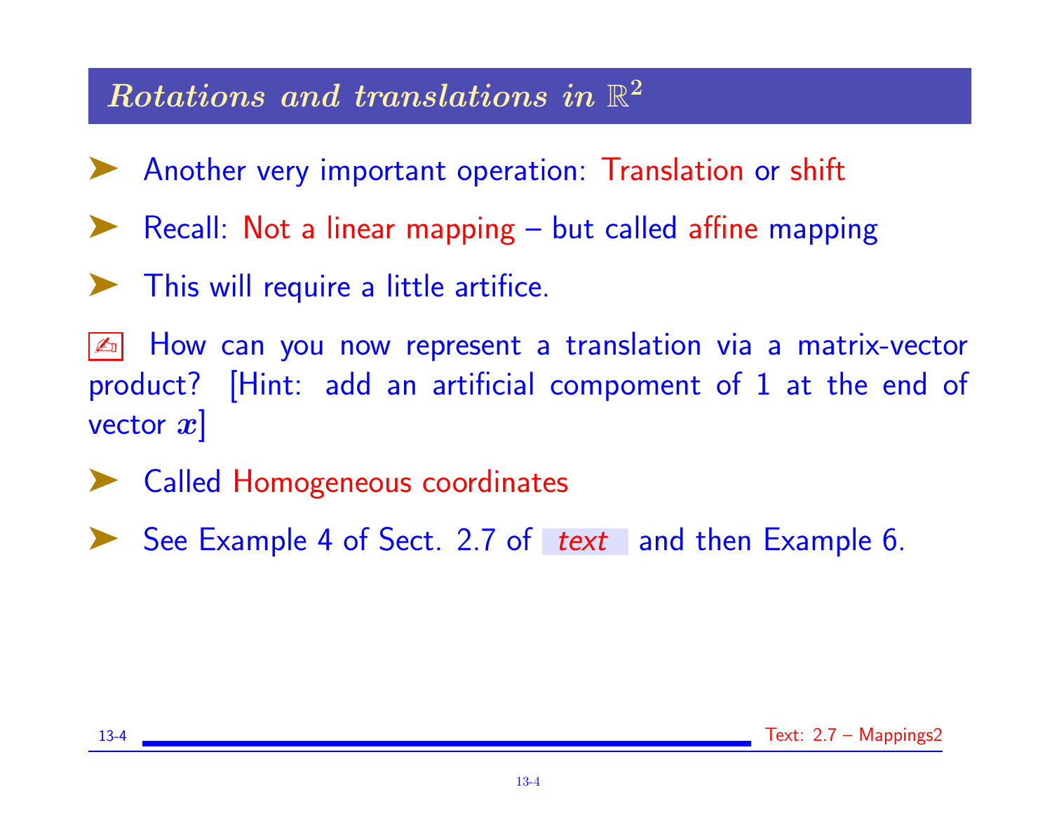## *Rotations and translations in* $\mathbb{R}^2$

- Another very important operation: Translation or shift
- Recall: Not a linear mapping – but called affine mapping
- This will require a little artifice.

✍ How can you now represent a translation via a matrix-vector product? [Hint: add an artificial compoment of 1 at the end of vector $x$]

- Called Homogeneous coordinates
- See Example 4 of Sect. 2.7 of *text* and then Example 6.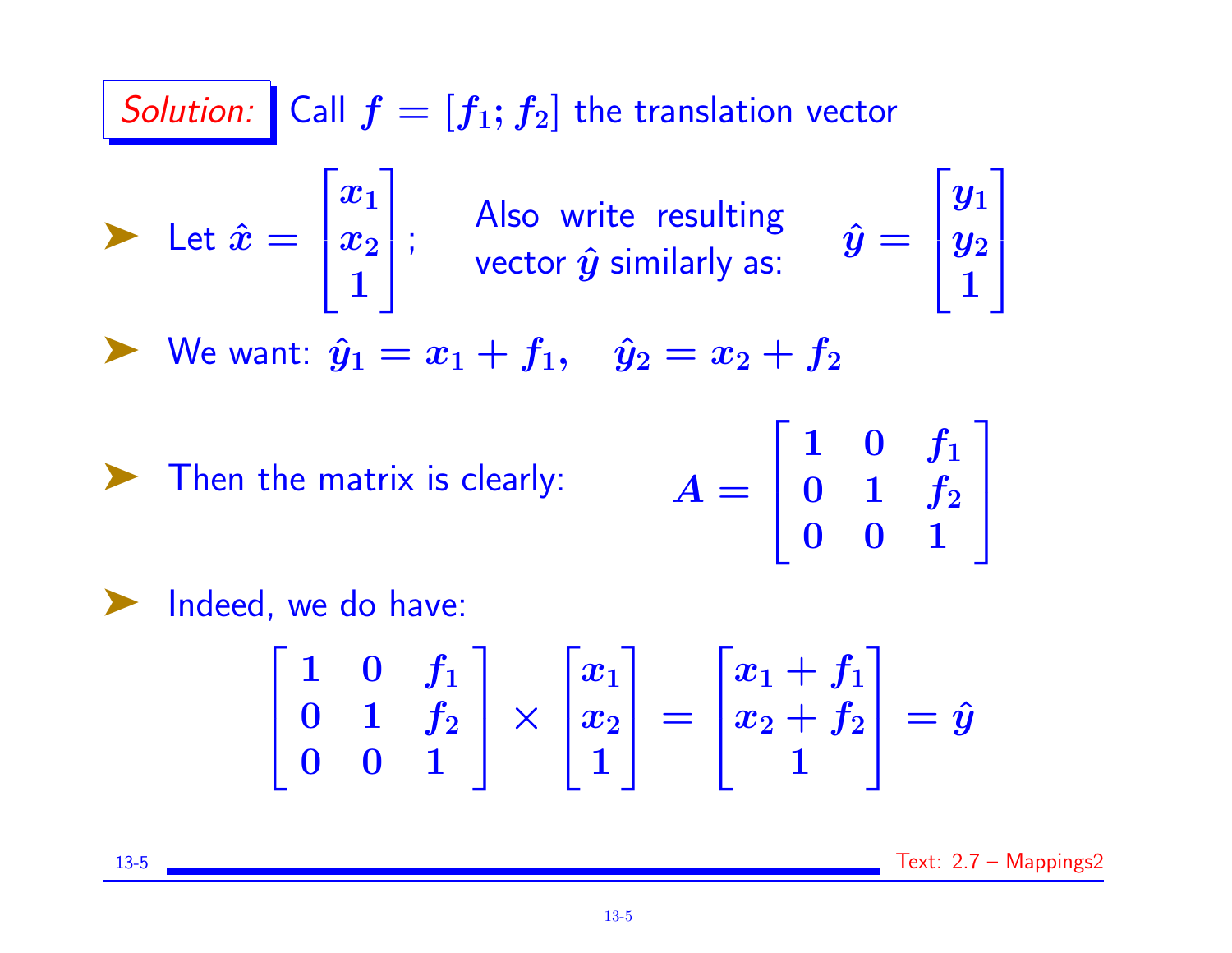*Solution:* Call $f = [f_1; f_2]$ the translation vector

- Let $\hat{x} = \begin{bmatrix} x_1 \\ x_2 \\ 1 \end{bmatrix}$; Also write resulting vector $\hat{y}$ similarly as: $\hat{y} = \begin{bmatrix} y_1 \\ y_2 \\ 1 \end{bmatrix}$

- We want: $\hat{y}_1 = x_1 + f_1, \quad \hat{y}_2 = x_2 + f_2$

- Then the matrix is clearly: $$A = \begin{bmatrix} 1 & 0 & f_1 \\ 0 & 1 & f_2 \\ 0 & 0 & 1 \end{bmatrix}$$

- Indeed, we do have:

$$\begin{bmatrix} 1 & 0 & f_1 \\ 0 & 1 & f_2 \\ 0 & 0 & 1 \end{bmatrix} \times \begin{bmatrix} x_1 \\ x_2 \\ 1 \end{bmatrix} = \begin{bmatrix} x_1 + f_1 \\ x_2 + f_2 \\ 1 \end{bmatrix} = \hat{y}$$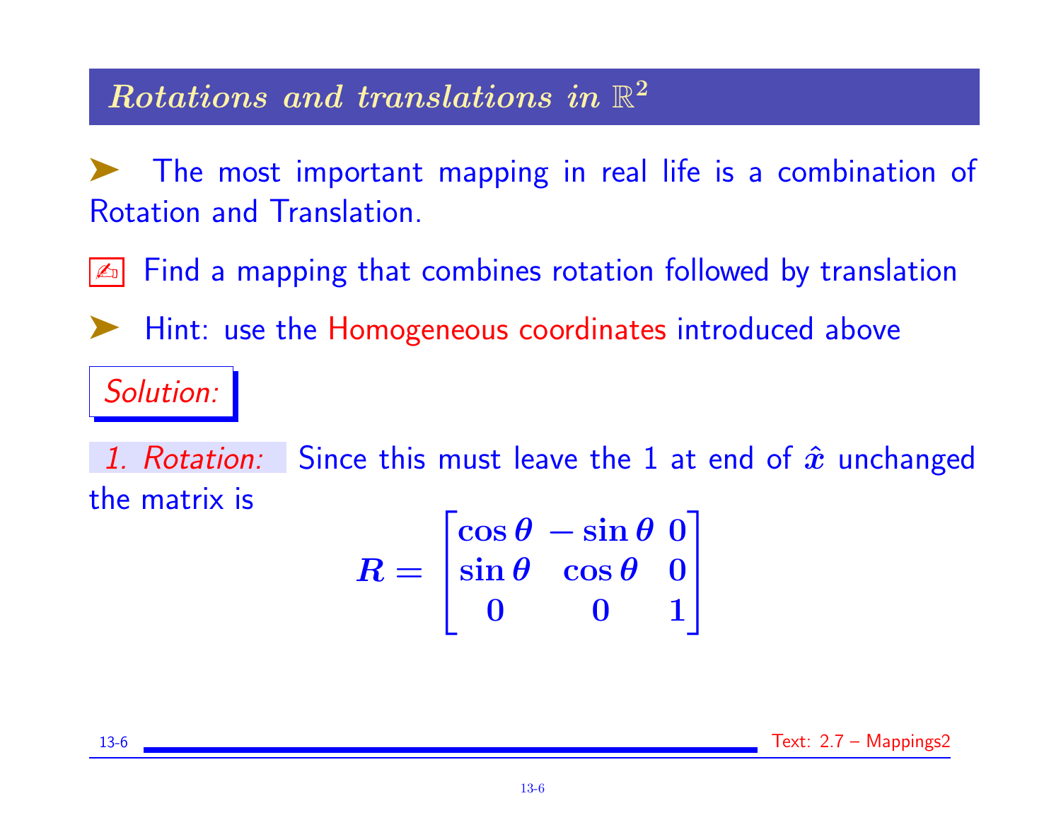## *Rotations and translations in $\mathbb{R}^2$*

➤ The most important mapping in real life is a combination of Rotation and Translation.

✍ Find a mapping that combines rotation followed by translation

➤ Hint: use the Homogeneous coordinates introduced above

*Solution:*

*1. Rotation:* Since this must leave the 1 at end of $\hat{x}$ unchanged the matrix is

$$R = \begin{bmatrix} \cos\theta & -\sin\theta & 0 \\ \sin\theta & \cos\theta & 0 \\ 0 & 0 & 1 \end{bmatrix}$$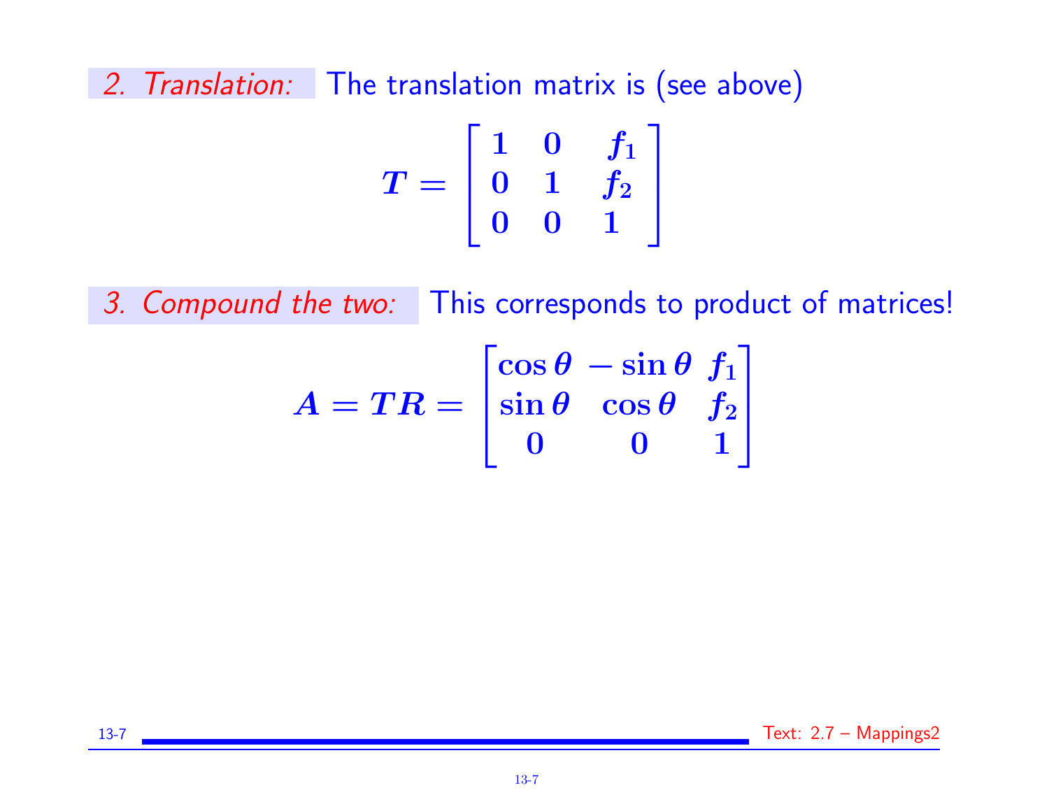*2. Translation:* The translation matrix is (see above)

$$
T = \begin{bmatrix} 1 & 0 & f_1 \\ 0 & 1 & f_2 \\ 0 & 0 & 1 \end{bmatrix}
$$

*3. Compound the two:* This corresponds to product of matrices!

$$
A = TR = \begin{bmatrix} \cos\theta & -\sin\theta & f_1 \\ \sin\theta & \cos\theta & f_2 \\ 0 & 0 & 1 \end{bmatrix}
$$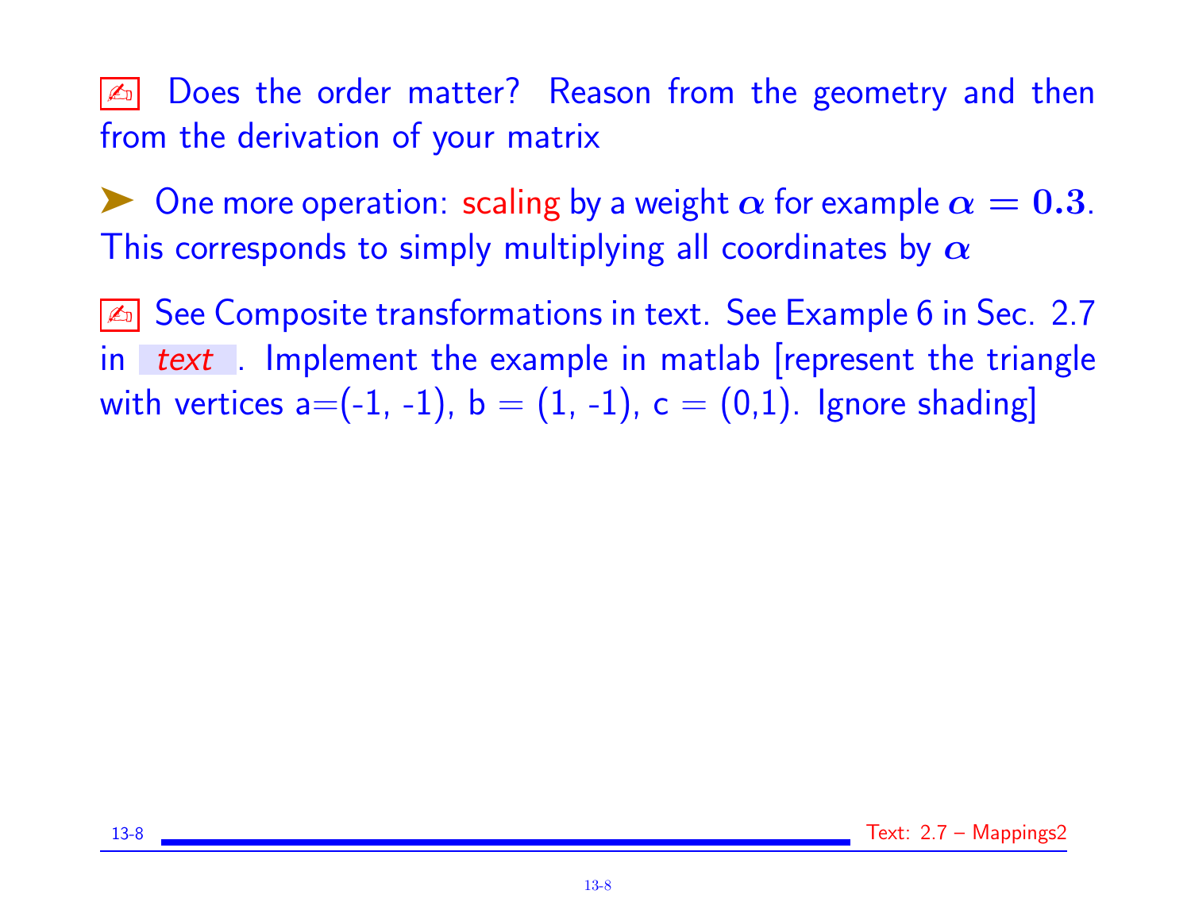✍ Does the order matter? Reason from the geometry and then from the derivation of your matrix

➤ One more operation: scaling by a weight $\alpha$ for example $\alpha = 0.3$. This corresponds to simply multiplying all coordinates by $\alpha$

✍ See Composite transformations in text. See Example 6 in Sec. 2.7 in *text* . Implement the example in matlab [represent the triangle with vertices a=(-1, -1), b = (1, -1), c = (0,1). Ignore shading]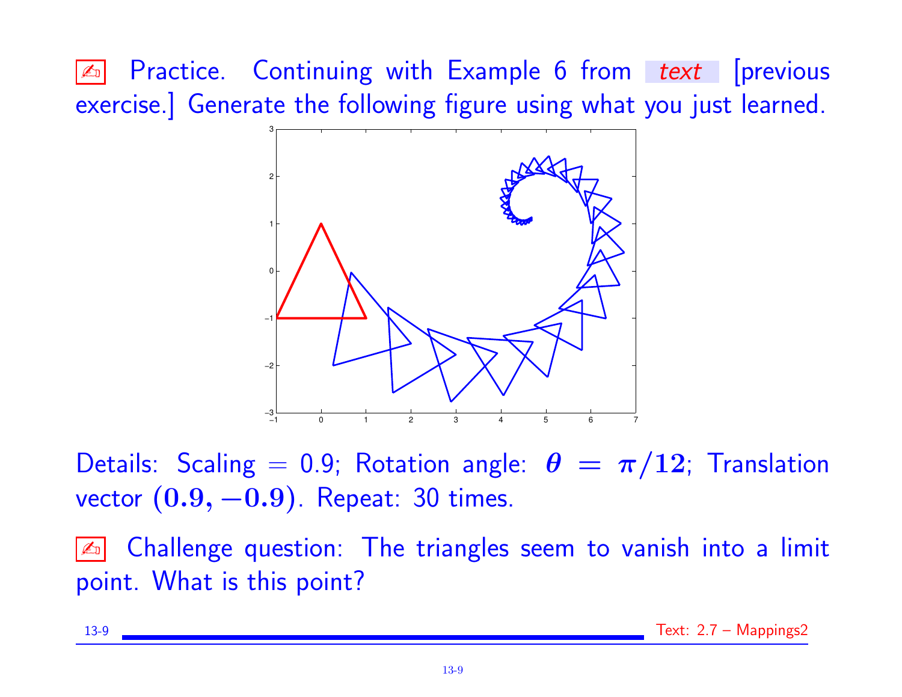✍ Practice. Continuing with Example 6 from *text* [previous exercise.] Generate the following figure using what you just learned.

3
2
1
0
−1
−2
−3
−1
0
1
2
3
4
5
6
7

Details: Scaling = 0.9; Rotation angle: $\theta = \pi/12$; Translation vector $(0.9, -0.9)$. Repeat: 30 times.

✍ Challenge question: The triangles seem to vanish into a limit point. What is this point?